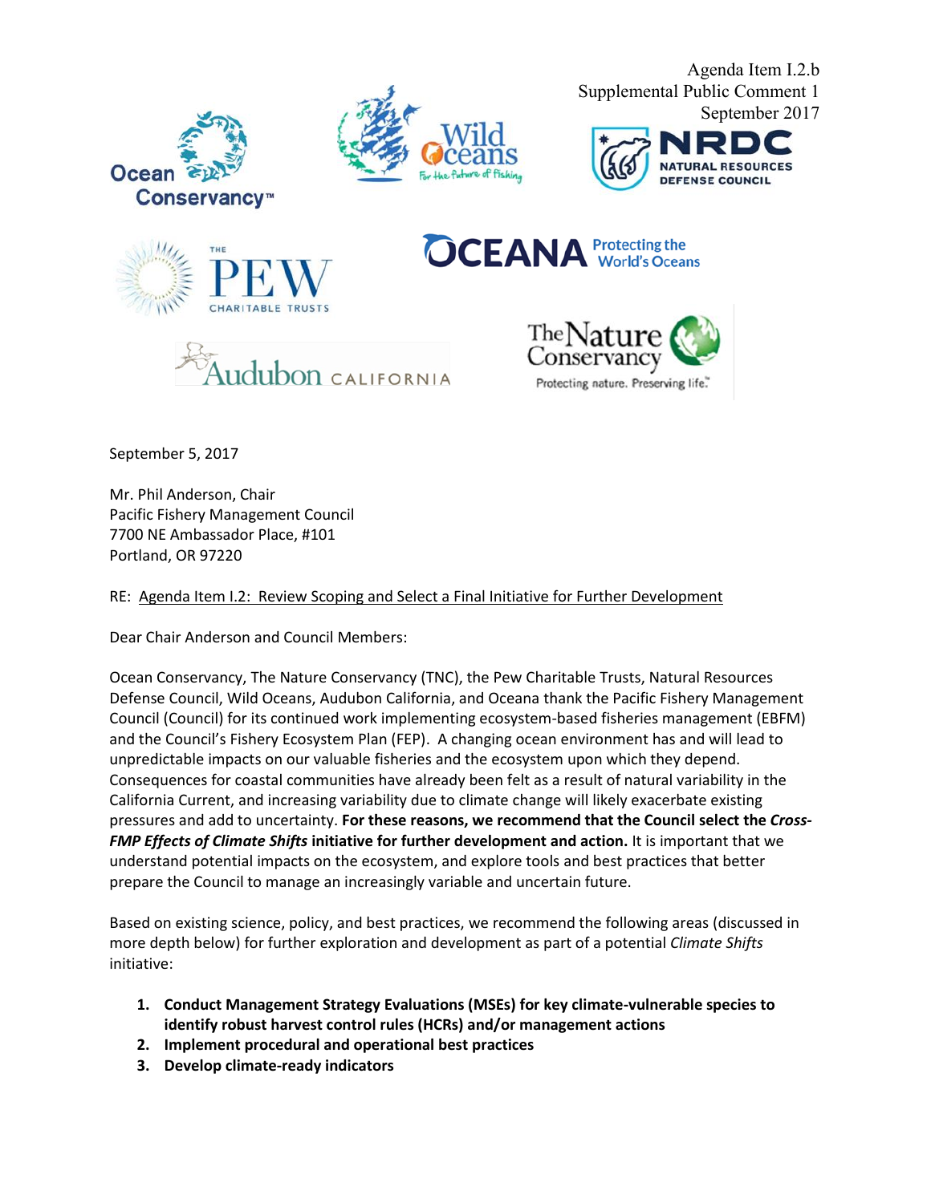Agenda Item I.2.b
Supplemental Public Comment 1
September 2017

September 5, 2017

Mr. Phil Anderson, Chair
Pacific Fishery Management Council
7700 NE Ambassador Place, #101
Portland, OR 97220

RE: Agenda Item I.2: Review Scoping and Select a Final Initiative for Further Development

Dear Chair Anderson and Council Members:

Ocean Conservancy, The Nature Conservancy (TNC), the Pew Charitable Trusts, Natural Resources Defense Council, Wild Oceans, Audubon California, and Oceana thank the Pacific Fishery Management Council (Council) for its continued work implementing ecosystem-based fisheries management (EBFM) and the Council's Fishery Ecosystem Plan (FEP). A changing ocean environment has and will lead to unpredictable impacts on our valuable fisheries and the ecosystem upon which they depend. Consequences for coastal communities have already been felt as a result of natural variability in the California Current, and increasing variability due to climate change will likely exacerbate existing pressures and add to uncertainty. **For these reasons, we recommend that the Council select the *Cross-FMP Effects of Climate Shifts* initiative for further development and action.** It is important that we understand potential impacts on the ecosystem, and explore tools and best practices that better prepare the Council to manage an increasingly variable and uncertain future.

Based on existing science, policy, and best practices, we recommend the following areas (discussed in more depth below) for further exploration and development as part of a potential *Climate Shifts* initiative:

1. **Conduct Management Strategy Evaluations (MSEs) for key climate-vulnerable species to identify robust harvest control rules (HCRs) and/or management actions**
2. **Implement procedural and operational best practices**
3. **Develop climate-ready indicators**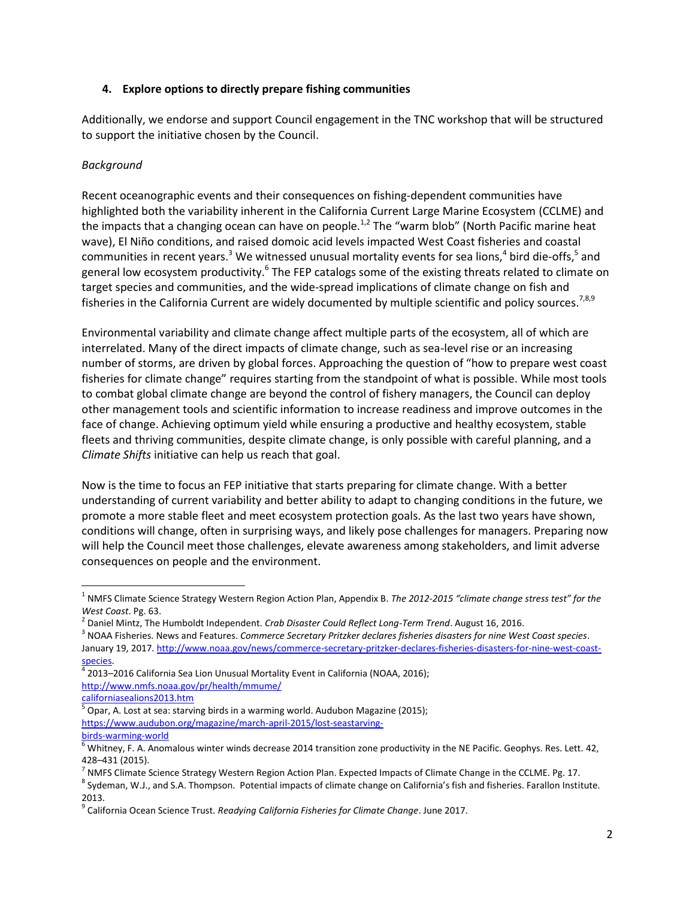**4. Explore options to directly prepare fishing communities**

Additionally, we endorse and support Council engagement in the TNC workshop that will be structured to support the initiative chosen by the Council.

*Background*

Recent oceanographic events and their consequences on fishing-dependent communities have highlighted both the variability inherent in the California Current Large Marine Ecosystem (CCLME) and the impacts that a changing ocean can have on people.[1,2] The "warm blob" (North Pacific marine heat wave), El Niño conditions, and raised domoic acid levels impacted West Coast fisheries and coastal communities in recent years.[3] We witnessed unusual mortality events for sea lions,[4] bird die-offs,[5] and general low ecosystem productivity.[6] The FEP catalogs some of the existing threats related to climate on target species and communities, and the wide-spread implications of climate change on fish and fisheries in the California Current are widely documented by multiple scientific and policy sources.[7,8,9]

Environmental variability and climate change affect multiple parts of the ecosystem, all of which are interrelated. Many of the direct impacts of climate change, such as sea-level rise or an increasing number of storms, are driven by global forces. Approaching the question of "how to prepare west coast fisheries for climate change" requires starting from the standpoint of what is possible. While most tools to combat global climate change are beyond the control of fishery managers, the Council can deploy other management tools and scientific information to increase readiness and improve outcomes in the face of change. Achieving optimum yield while ensuring a productive and healthy ecosystem, stable fleets and thriving communities, despite climate change, is only possible with careful planning, and a *Climate Shifts* initiative can help us reach that goal.

Now is the time to focus an FEP initiative that starts preparing for climate change. With a better understanding of current variability and better ability to adapt to changing conditions in the future, we promote a more stable fleet and meet ecosystem protection goals. As the last two years have shown, conditions will change, often in surprising ways, and likely pose challenges for managers. Preparing now will help the Council meet those challenges, elevate awareness among stakeholders, and limit adverse consequences on people and the environment.

---

[1] NMFS Climate Science Strategy Western Region Action Plan, Appendix B. *The 2012-2015 "climate change stress test" for the West Coast*. Pg. 63.

[2] Daniel Mintz, The Humboldt Independent. *Crab Disaster Could Reflect Long-Term Trend*. August 16, 2016.

[3] NOAA Fisheries. News and Features. *Commerce Secretary Pritzker declares fisheries disasters for nine West Coast species*. January 19, 2017. http://www.noaa.gov/news/commerce-secretary-pritzker-declares-fisheries-disasters-for-nine-west-coast-species.

[4] 2013–2016 California Sea Lion Unusual Mortality Event in California (NOAA, 2016); http://www.nmfs.noaa.gov/pr/health/mmume/californiasealions2013.htm

[5] Opar, A. Lost at sea: starving birds in a warming world. Audubon Magazine (2015); https://www.audubon.org/magazine/march-april-2015/lost-seastarving-birds-warming-world

[6] Whitney, F. A. Anomalous winter winds decrease 2014 transition zone productivity in the NE Pacific. Geophys. Res. Lett. 42, 428–431 (2015).

[7] NMFS Climate Science Strategy Western Region Action Plan. Expected Impacts of Climate Change in the CCLME. Pg. 17.

[8] Sydeman, W.J., and S.A. Thompson. Potential impacts of climate change on California's fish and fisheries. Farallon Institute. 2013.

[9] California Ocean Science Trust. *Readying California Fisheries for Climate Change*. June 2017.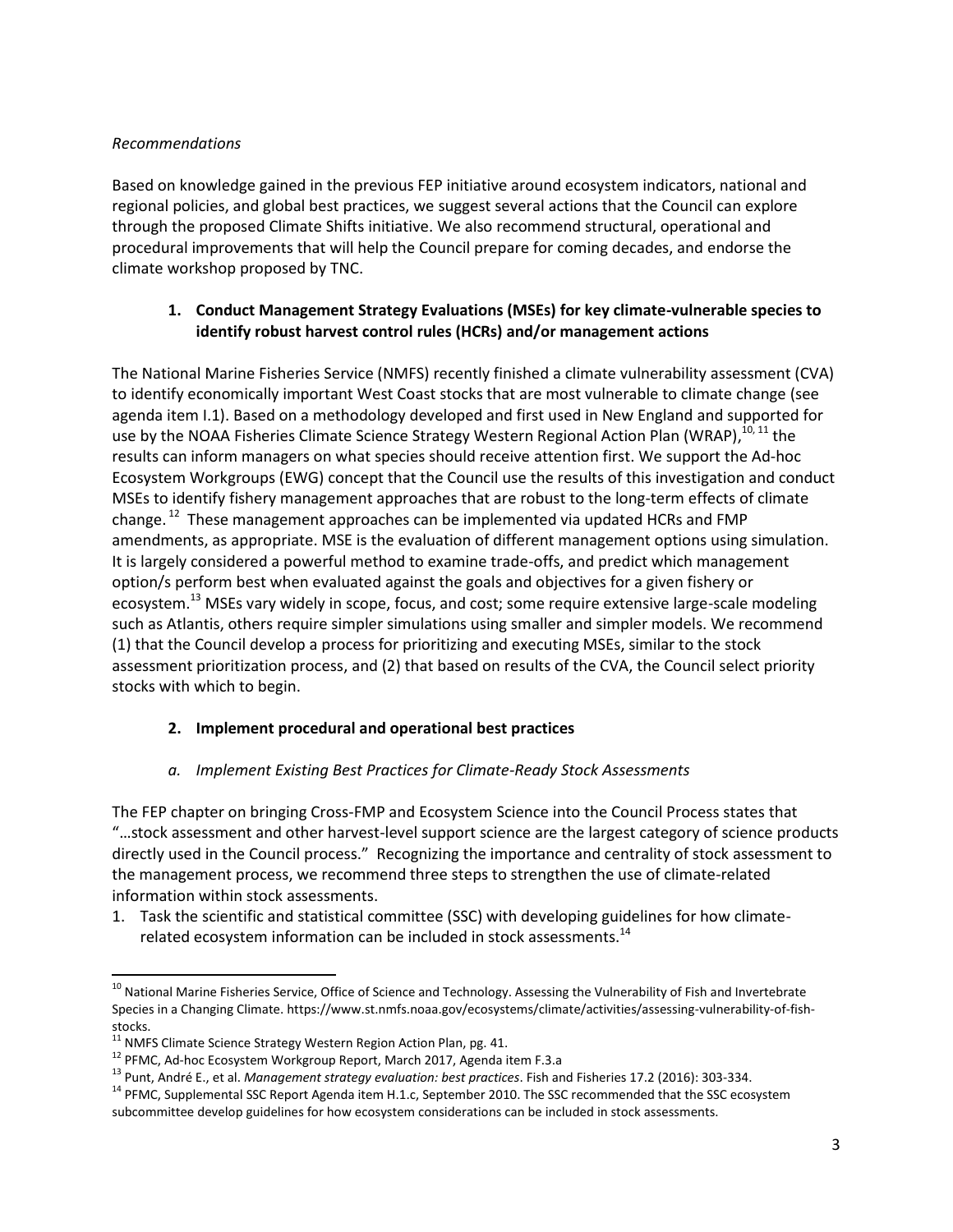*Recommendations*

Based on knowledge gained in the previous FEP initiative around ecosystem indicators, national and regional policies, and global best practices, we suggest several actions that the Council can explore through the proposed Climate Shifts initiative. We also recommend structural, operational and procedural improvements that will help the Council prepare for coming decades, and endorse the climate workshop proposed by TNC.

1. **Conduct Management Strategy Evaluations (MSEs) for key climate-vulnerable species to identify robust harvest control rules (HCRs) and/or management actions**

The National Marine Fisheries Service (NMFS) recently finished a climate vulnerability assessment (CVA) to identify economically important West Coast stocks that are most vulnerable to climate change (see agenda item I.1). Based on a methodology developed and first used in New England and supported for use by the NOAA Fisheries Climate Science Strategy Western Regional Action Plan (WRAP),[10, 11] the results can inform managers on what species should receive attention first. We support the Ad-hoc Ecosystem Workgroups (EWG) concept that the Council use the results of this investigation and conduct MSEs to identify fishery management approaches that are robust to the long-term effects of climate change.[12] These management approaches can be implemented via updated HCRs and FMP amendments, as appropriate. MSE is the evaluation of different management options using simulation. It is largely considered a powerful method to examine trade-offs, and predict which management option/s perform best when evaluated against the goals and objectives for a given fishery or ecosystem.[13] MSEs vary widely in scope, focus, and cost; some require extensive large-scale modeling such as Atlantis, others require simpler simulations using smaller and simpler models. We recommend (1) that the Council develop a process for prioritizing and executing MSEs, similar to the stock assessment prioritization process, and (2) that based on results of the CVA, the Council select priority stocks with which to begin.

2. **Implement procedural and operational best practices**

   a. *Implement Existing Best Practices for Climate-Ready Stock Assessments*

The FEP chapter on bringing Cross-FMP and Ecosystem Science into the Council Process states that "…stock assessment and other harvest-level support science are the largest category of science products directly used in the Council process." Recognizing the importance and centrality of stock assessment to the management process, we recommend three steps to strengthen the use of climate-related information within stock assessments.

1. Task the scientific and statistical committee (SSC) with developing guidelines for how climate-related ecosystem information can be included in stock assessments.[14]

---

[10] National Marine Fisheries Service, Office of Science and Technology. Assessing the Vulnerability of Fish and Invertebrate Species in a Changing Climate. https://www.st.nmfs.noaa.gov/ecosystems/climate/activities/assessing-vulnerability-of-fish-stocks.

[11] NMFS Climate Science Strategy Western Region Action Plan, pg. 41.

[12] PFMC, Ad-hoc Ecosystem Workgroup Report, March 2017, Agenda item F.3.a

[13] Punt, André E., et al. *Management strategy evaluation: best practices*. Fish and Fisheries 17.2 (2016): 303-334.

[14] PFMC, Supplemental SSC Report Agenda item H.1.c, September 2010. The SSC recommended that the SSC ecosystem subcommittee develop guidelines for how ecosystem considerations can be included in stock assessments.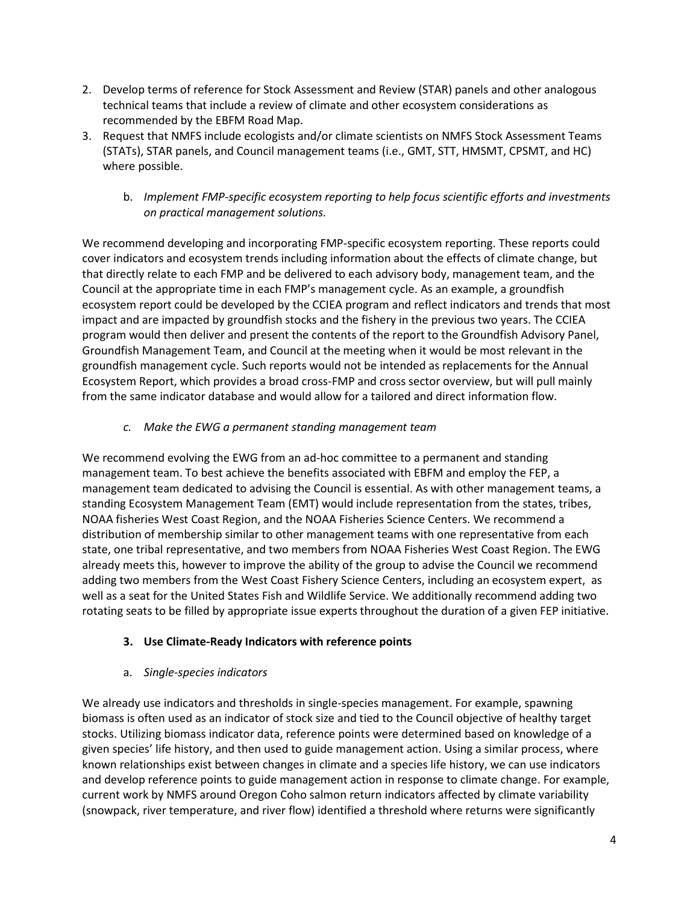2. Develop terms of reference for Stock Assessment and Review (STAR) panels and other analogous technical teams that include a review of climate and other ecosystem considerations as recommended by the EBFM Road Map.
3. Request that NMFS include ecologists and/or climate scientists on NMFS Stock Assessment Teams (STATs), STAR panels, and Council management teams (i.e., GMT, STT, HMSMT, CPSMT, and HC) where possible.

b. *Implement FMP-specific ecosystem reporting to help focus scientific efforts and investments on practical management solutions.*

We recommend developing and incorporating FMP-specific ecosystem reporting. These reports could cover indicators and ecosystem trends including information about the effects of climate change, but that directly relate to each FMP and be delivered to each advisory body, management team, and the Council at the appropriate time in each FMP's management cycle. As an example, a groundfish ecosystem report could be developed by the CCIEA program and reflect indicators and trends that most impact and are impacted by groundfish stocks and the fishery in the previous two years. The CCIEA program would then deliver and present the contents of the report to the Groundfish Advisory Panel, Groundfish Management Team, and Council at the meeting when it would be most relevant in the groundfish management cycle. Such reports would not be intended as replacements for the Annual Ecosystem Report, which provides a broad cross-FMP and cross sector overview, but will pull mainly from the same indicator database and would allow for a tailored and direct information flow.

c. *Make the EWG a permanent standing management team*

We recommend evolving the EWG from an ad-hoc committee to a permanent and standing management team. To best achieve the benefits associated with EBFM and employ the FEP, a management team dedicated to advising the Council is essential. As with other management teams, a standing Ecosystem Management Team (EMT) would include representation from the states, tribes, NOAA fisheries West Coast Region, and the NOAA Fisheries Science Centers. We recommend a distribution of membership similar to other management teams with one representative from each state, one tribal representative, and two members from NOAA Fisheries West Coast Region. The EWG already meets this, however to improve the ability of the group to advise the Council we recommend adding two members from the West Coast Fishery Science Centers, including an ecosystem expert, as well as a seat for the United States Fish and Wildlife Service. We additionally recommend adding two rotating seats to be filled by appropriate issue experts throughout the duration of a given FEP initiative.

**3. Use Climate-Ready Indicators with reference points**

a. *Single-species indicators*

We already use indicators and thresholds in single-species management. For example, spawning biomass is often used as an indicator of stock size and tied to the Council objective of healthy target stocks. Utilizing biomass indicator data, reference points were determined based on knowledge of a given species' life history, and then used to guide management action. Using a similar process, where known relationships exist between changes in climate and a species life history, we can use indicators and develop reference points to guide management action in response to climate change. For example, current work by NMFS around Oregon Coho salmon return indicators affected by climate variability (snowpack, river temperature, and river flow) identified a threshold where returns were significantly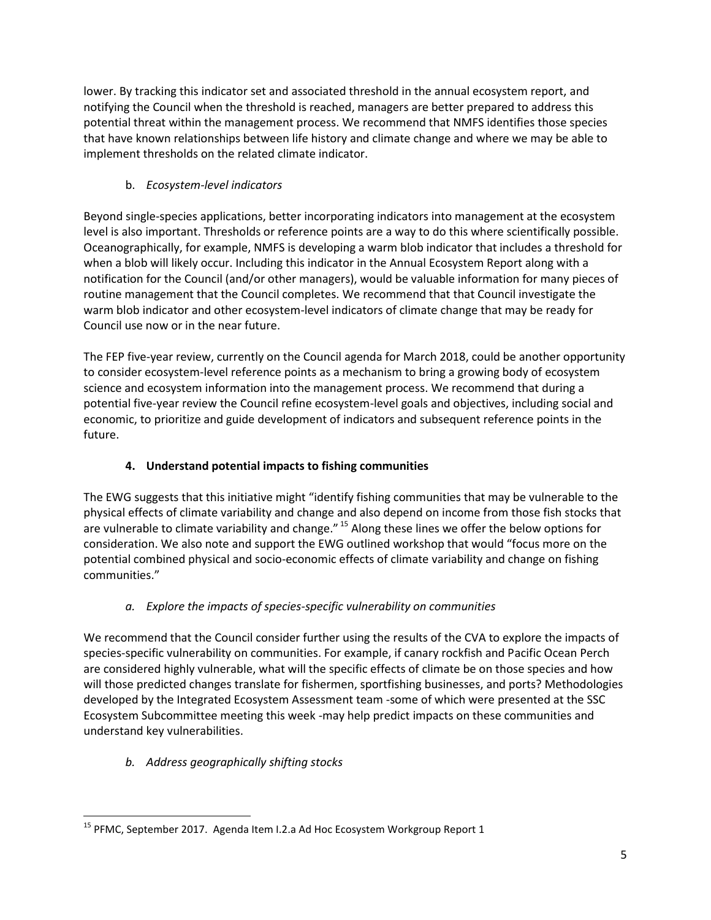lower. By tracking this indicator set and associated threshold in the annual ecosystem report, and notifying the Council when the threshold is reached, managers are better prepared to address this potential threat within the management process. We recommend that NMFS identifies those species that have known relationships between life history and climate change and where we may be able to implement thresholds on the related climate indicator.

b. *Ecosystem-level indicators*

Beyond single-species applications, better incorporating indicators into management at the ecosystem level is also important. Thresholds or reference points are a way to do this where scientifically possible. Oceanographically, for example, NMFS is developing a warm blob indicator that includes a threshold for when a blob will likely occur. Including this indicator in the Annual Ecosystem Report along with a notification for the Council (and/or other managers), would be valuable information for many pieces of routine management that the Council completes. We recommend that that Council investigate the warm blob indicator and other ecosystem-level indicators of climate change that may be ready for Council use now or in the near future.

The FEP five-year review, currently on the Council agenda for March 2018, could be another opportunity to consider ecosystem-level reference points as a mechanism to bring a growing body of ecosystem science and ecosystem information into the management process. We recommend that during a potential five-year review the Council refine ecosystem-level goals and objectives, including social and economic, to prioritize and guide development of indicators and subsequent reference points in the future.

### 4. Understand potential impacts to fishing communities

The EWG suggests that this initiative might "identify fishing communities that may be vulnerable to the physical effects of climate variability and change and also depend on income from those fish stocks that are vulnerable to climate variability and change." [15] Along these lines we offer the below options for consideration. We also note and support the EWG outlined workshop that would "focus more on the potential combined physical and socio-economic effects of climate variability and change on fishing communities."

*a. Explore the impacts of species-specific vulnerability on communities*

We recommend that the Council consider further using the results of the CVA to explore the impacts of species-specific vulnerability on communities. For example, if canary rockfish and Pacific Ocean Perch are considered highly vulnerable, what will the specific effects of climate be on those species and how will those predicted changes translate for fishermen, sportfishing businesses, and ports? Methodologies developed by the Integrated Ecosystem Assessment team -some of which were presented at the SSC Ecosystem Subcommittee meeting this week -may help predict impacts on these communities and understand key vulnerabilities.

*b. Address geographically shifting stocks*

---

[15] PFMC, September 2017. Agenda Item I.2.a Ad Hoc Ecosystem Workgroup Report 1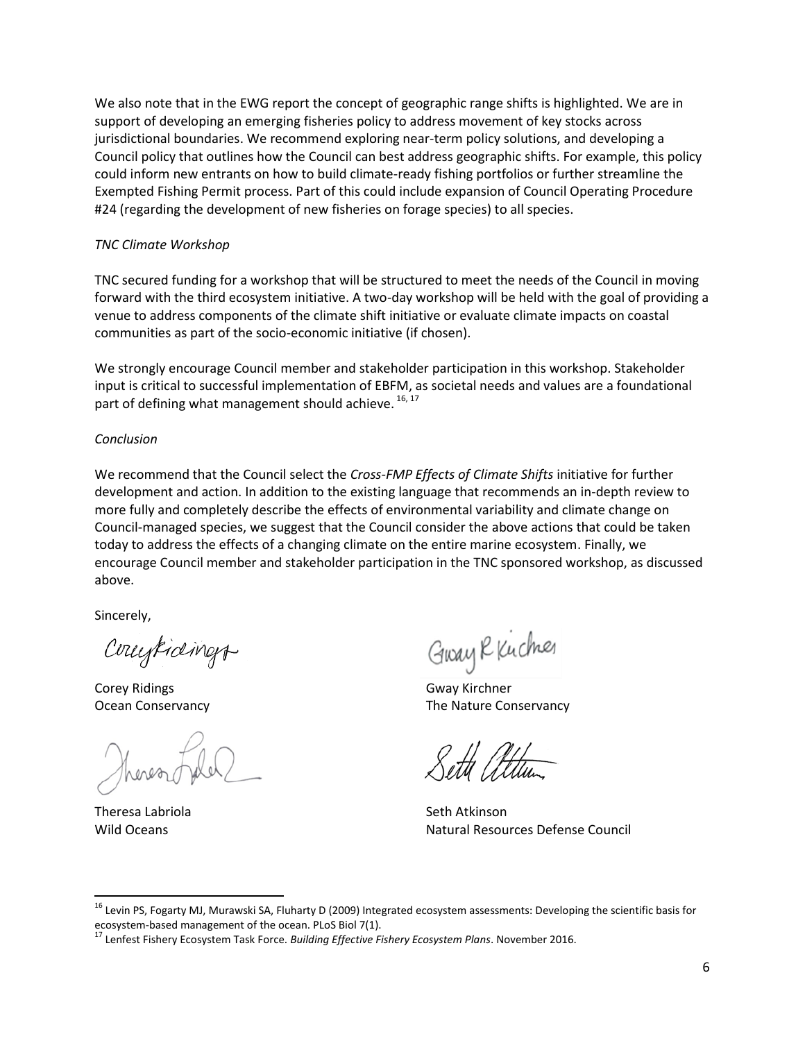We also note that in the EWG report the concept of geographic range shifts is highlighted. We are in support of developing an emerging fisheries policy to address movement of key stocks across jurisdictional boundaries. We recommend exploring near-term policy solutions, and developing a Council policy that outlines how the Council can best address geographic shifts. For example, this policy could inform new entrants on how to build climate-ready fishing portfolios or further streamline the Exempted Fishing Permit process. Part of this could include expansion of Council Operating Procedure #24 (regarding the development of new fisheries on forage species) to all species.

*TNC Climate Workshop*

TNC secured funding for a workshop that will be structured to meet the needs of the Council in moving forward with the third ecosystem initiative. A two-day workshop will be held with the goal of providing a venue to address components of the climate shift initiative or evaluate climate impacts on coastal communities as part of the socio-economic initiative (if chosen).

We strongly encourage Council member and stakeholder participation in this workshop. Stakeholder input is critical to successful implementation of EBFM, as societal needs and values are a foundational part of defining what management should achieve.[16, 17]

*Conclusion*

We recommend that the Council select the *Cross-FMP Effects of Climate Shifts* initiative for further development and action. In addition to the existing language that recommends an in-depth review to more fully and completely describe the effects of environmental variability and climate change on Council-managed species, we suggest that the Council consider the above actions that could be taken today to address the effects of a changing climate on the entire marine ecosystem. Finally, we encourage Council member and stakeholder participation in the TNC sponsored workshop, as discussed above.

Sincerely,

Corey Ridings
Ocean Conservancy

Gway Kirchner
The Nature Conservancy

Theresa Labriola
Wild Oceans

Seth Atkinson
Natural Resources Defense Council

---

[16] Levin PS, Fogarty MJ, Murawski SA, Fluharty D (2009) Integrated ecosystem assessments: Developing the scientific basis for ecosystem-based management of the ocean. PLoS Biol 7(1).

[17] Lenfest Fishery Ecosystem Task Force. *Building Effective Fishery Ecosystem Plans*. November 2016.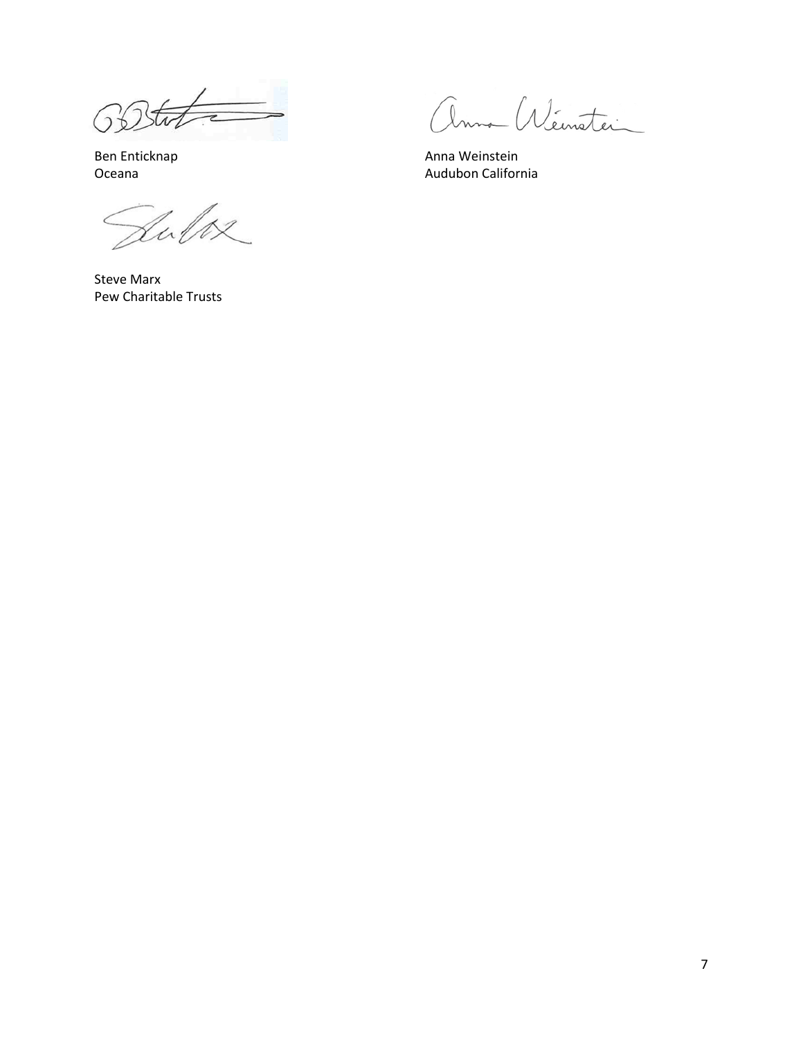Ben Enticknap
Oceana

Anna Weinstein
Audubon California

Steve Marx
Pew Charitable Trusts